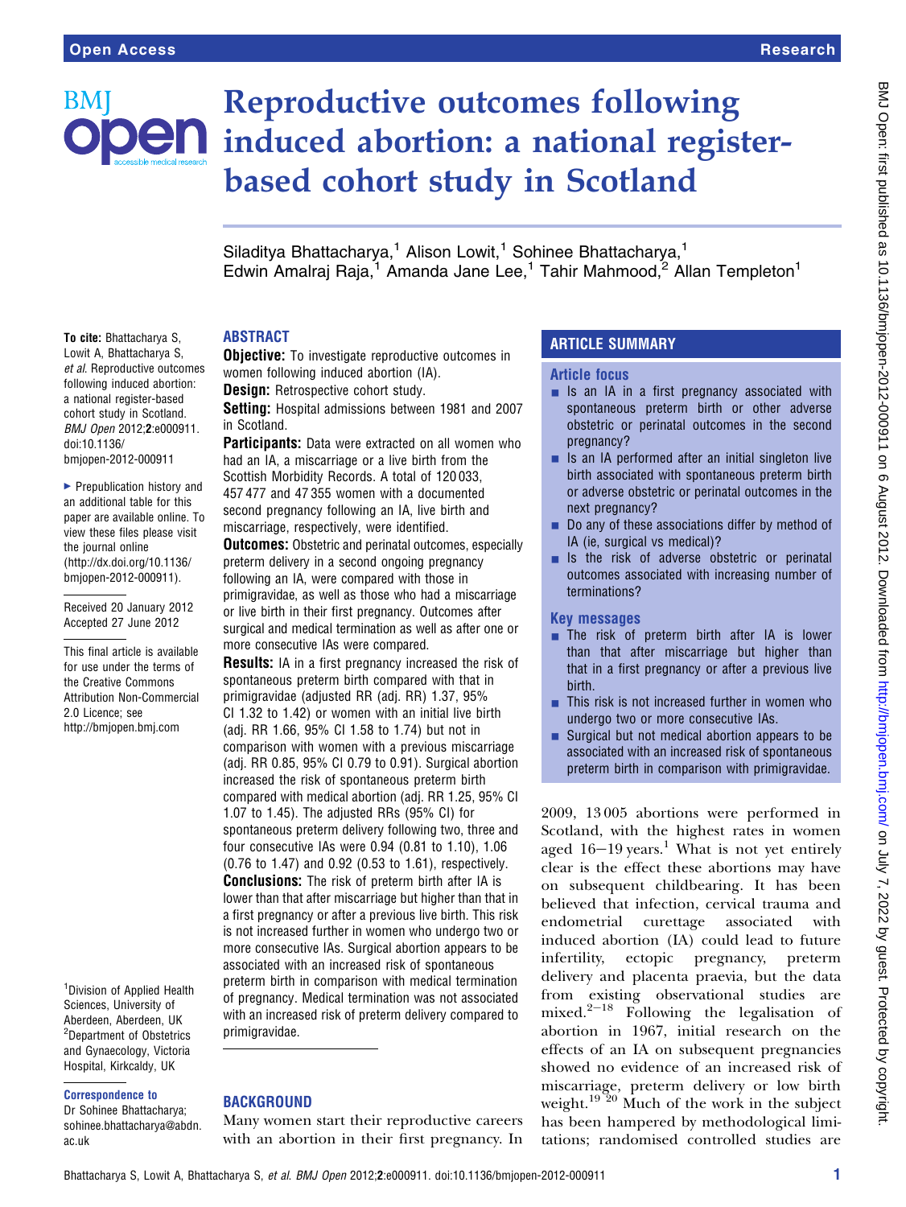# Reproductive outcomes following induced abortion: a national register-based cohort study in Scotland

Siladitya Bhattacharya,[1] Alison Lowit,[1] Sohinee Bhattacharya,[1] Edwin Amalraj Raja,[1] Amanda Jane Lee,[1] Tahir Mahmood,[2] Allan Templeton[1]

**To cite:** Bhattacharya S, Lowit A, Bhattacharya S, *et al*. Reproductive outcomes following induced abortion: a national register-based cohort study in Scotland. *BMJ Open* 2012;**2**:e000911. doi:10.1136/bmjopen-2012-000911

▸ Prepublication history and an additional table for this paper are available online. To view these files please visit the journal online (http://dx.doi.org/10.1136/bmjopen-2012-000911).

Received 20 January 2012
Accepted 27 June 2012

This final article is available for use under the terms of the Creative Commons Attribution Non-Commercial 2.0 Licence; see http://bmjopen.bmj.com

[1]Division of Applied Health Sciences, University of Aberdeen, Aberdeen, UK
[2]Department of Obstetrics and Gynaecology, Victoria Hospital, Kirkcaldy, UK

**Correspondence to**
Dr Sohinee Bhattacharya; sohinee.bhattacharya@abdn.ac.uk

## ABSTRACT

**Objective:** To investigate reproductive outcomes in women following induced abortion (IA).

**Design:** Retrospective cohort study.

**Setting:** Hospital admissions between 1981 and 2007 in Scotland.

**Participants:** Data were extracted on all women who had an IA, a miscarriage or a live birth from the Scottish Morbidity Records. A total of 120 033, 457 477 and 47 355 women with a documented second pregnancy following an IA, live birth and miscarriage, respectively, were identified.

**Outcomes:** Obstetric and perinatal outcomes, especially preterm delivery in a second ongoing pregnancy following an IA, were compared with those in primigravidae, as well as those who had a miscarriage or live birth in their first pregnancy. Outcomes after surgical and medical termination as well as after one or more consecutive IAs were compared.

**Results:** IA in a first pregnancy increased the risk of spontaneous preterm birth compared with that in primigravidae (adjusted RR (adj. RR) 1.37, 95% CI 1.32 to 1.42) or women with an initial live birth (adj. RR 1.66, 95% CI 1.58 to 1.74) but not in comparison with women with a previous miscarriage (adj. RR 0.85, 95% CI 0.79 to 0.91). Surgical abortion increased the risk of spontaneous preterm birth compared with medical abortion (adj. RR 1.25, 95% CI 1.07 to 1.45). The adjusted RRs (95% CI) for spontaneous preterm delivery following two, three and four consecutive IAs were 0.94 (0.81 to 1.10), 1.06 (0.76 to 1.47) and 0.92 (0.53 to 1.61), respectively.

**Conclusions:** The risk of preterm birth after IA is lower than that after miscarriage but higher than that in a first pregnancy or after a previous live birth. This risk is not increased further in women who undergo two or more consecutive IAs. Surgical abortion appears to be associated with an increased risk of spontaneous preterm birth in comparison with medical termination of pregnancy. Medical termination was not associated with an increased risk of preterm delivery compared to primigravidae.

## ARTICLE SUMMARY

### Article focus

- Is an IA in a first pregnancy associated with spontaneous preterm birth or other adverse obstetric or perinatal outcomes in the second pregnancy?
- Is an IA performed after an initial singleton live birth associated with spontaneous preterm birth or adverse obstetric or perinatal outcomes in the next pregnancy?
- Do any of these associations differ by method of IA (ie, surgical vs medical)?
- Is the risk of adverse obstetric or perinatal outcomes associated with increasing number of terminations?

### Key messages

- The risk of preterm birth after IA is lower than that after miscarriage but higher than that in a first pregnancy or after a previous live birth.
- This risk is not increased further in women who undergo two or more consecutive IAs.
- Surgical but not medical abortion appears to be associated with an increased risk of spontaneous preterm birth in comparison with primigravidae.

## BACKGROUND

Many women start their reproductive careers with an abortion in their first pregnancy. In 2009, 13 005 abortions were performed in Scotland, with the highest rates in women aged 16–19 years.[1] What is not yet entirely clear is the effect these abortions may have on subsequent childbearing. It has been believed that infection, cervical trauma and endometrial curettage associated with induced abortion (IA) could lead to future infertility, ectopic pregnancy, preterm delivery and placenta praevia, but the data from existing observational studies are mixed.[2–18] Following the legalisation of abortion in 1967, initial research on the effects of an IA on subsequent pregnancies showed no evidence of an increased risk of miscarriage, preterm delivery or low birth weight.[19 20] Much of the work in the subject has been hampered by methodological limitations; randomised controlled studies are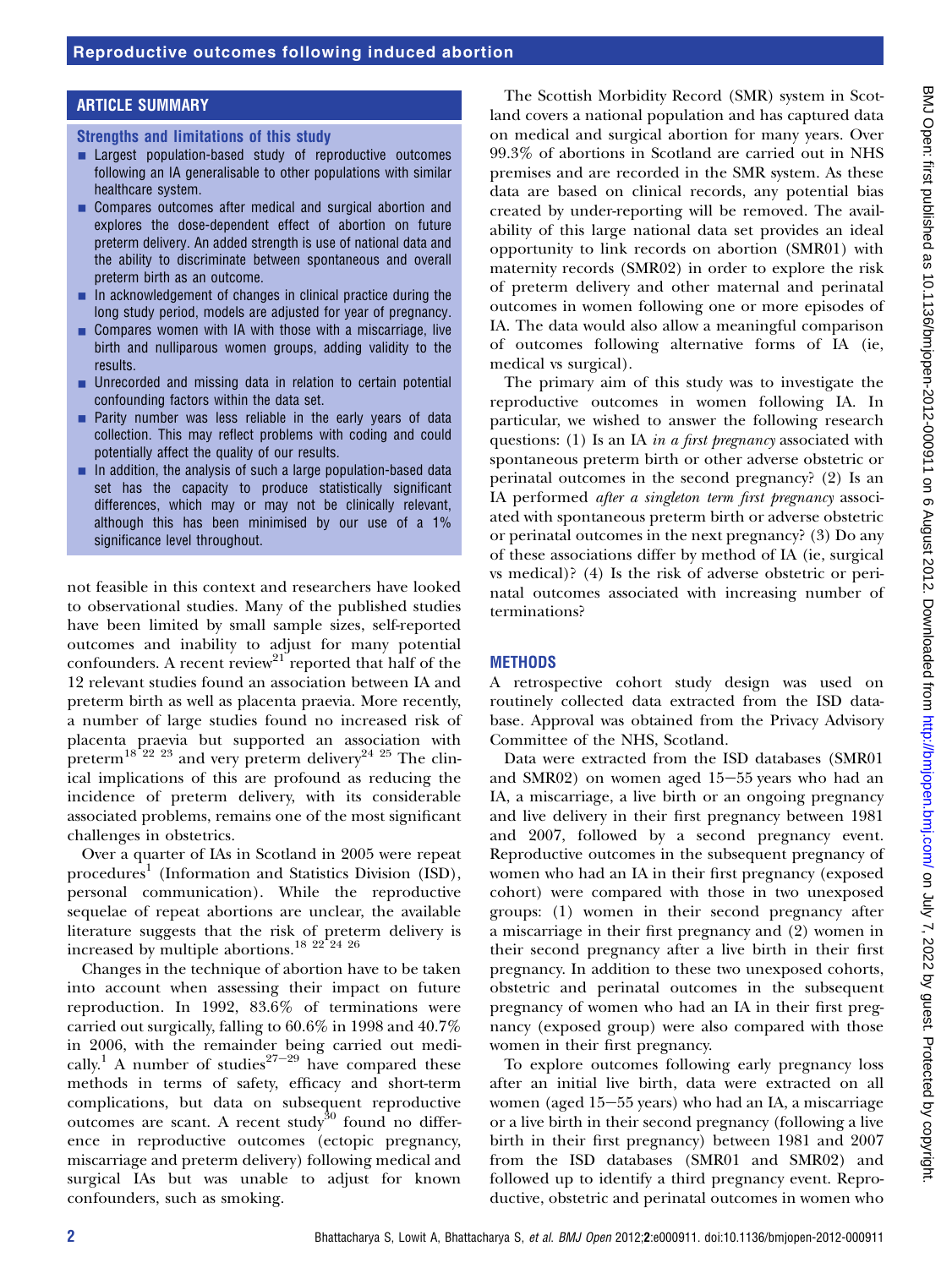## ARTICLE SUMMARY

### Strengths and limitations of this study

- Largest population-based study of reproductive outcomes following an IA generalisable to other populations with similar healthcare system.
- Compares outcomes after medical and surgical abortion and explores the dose-dependent effect of abortion on future preterm delivery. An added strength is use of national data and the ability to discriminate between spontaneous and overall preterm birth as an outcome.
- In acknowledgement of changes in clinical practice during the long study period, models are adjusted for year of pregnancy.
- Compares women with IA with those with a miscarriage, live birth and nulliparous women groups, adding validity to the results.
- Unrecorded and missing data in relation to certain potential confounding factors within the data set.
- Parity number was less reliable in the early years of data collection. This may reflect problems with coding and could potentially affect the quality of our results.
- In addition, the analysis of such a large population-based data set has the capacity to produce statistically significant differences, which may or may not be clinically relevant, although this has been minimised by our use of a 1% significance level throughout.

not feasible in this context and researchers have looked to observational studies. Many of the published studies have been limited by small sample sizes, self-reported outcomes and inability to adjust for many potential confounders. A recent review[21] reported that half of the 12 relevant studies found an association between IA and preterm birth as well as placenta praevia. More recently, a number of large studies found no increased risk of placenta praevia but supported an association with preterm[18 22 23] and very preterm delivery[24 25] The clinical implications of this are profound as reducing the incidence of preterm delivery, with its considerable associated problems, remains one of the most significant challenges in obstetrics.

Over a quarter of IAs in Scotland in 2005 were repeat procedures[1] (Information and Statistics Division (ISD), personal communication). While the reproductive sequelae of repeat abortions are unclear, the available literature suggests that the risk of preterm delivery is increased by multiple abortions.[18 22 24 26]

Changes in the technique of abortion have to be taken into account when assessing their impact on future reproduction. In 1992, 83.6% of terminations were carried out surgically, falling to 60.6% in 1998 and 40.7% in 2006, with the remainder being carried out medically.[1] A number of studies[27–29] have compared these methods in terms of safety, efficacy and short-term complications, but data on subsequent reproductive outcomes are scant. A recent study[30] found no difference in reproductive outcomes (ectopic pregnancy, miscarriage and preterm delivery) following medical and surgical IAs but was unable to adjust for known confounders, such as smoking.

The Scottish Morbidity Record (SMR) system in Scotland covers a national population and has captured data on medical and surgical abortion for many years. Over 99.3% of abortions in Scotland are carried out in NHS premises and are recorded in the SMR system. As these data are based on clinical records, any potential bias created by under-reporting will be removed. The availability of this large national data set provides an ideal opportunity to link records on abortion (SMR01) with maternity records (SMR02) in order to explore the risk of preterm delivery and other maternal and perinatal outcomes in women following one or more episodes of IA. The data would also allow a meaningful comparison of outcomes following alternative forms of IA (ie, medical vs surgical).

The primary aim of this study was to investigate the reproductive outcomes in women following IA. In particular, we wished to answer the following research questions: (1) Is an IA *in a first pregnancy* associated with spontaneous preterm birth or other adverse obstetric or perinatal outcomes in the second pregnancy? (2) Is an IA performed *after a singleton term first pregnancy* associated with spontaneous preterm birth or adverse obstetric or perinatal outcomes in the next pregnancy? (3) Do any of these associations differ by method of IA (ie, surgical vs medical)? (4) Is the risk of adverse obstetric or perinatal outcomes associated with increasing number of terminations?

## METHODS

A retrospective cohort study design was used on routinely collected data extracted from the ISD database. Approval was obtained from the Privacy Advisory Committee of the NHS, Scotland.

Data were extracted from the ISD databases (SMR01 and SMR02) on women aged 15–55 years who had an IA, a miscarriage, a live birth or an ongoing pregnancy and live delivery in their first pregnancy between 1981 and 2007, followed by a second pregnancy event. Reproductive outcomes in the subsequent pregnancy of women who had an IA in their first pregnancy (exposed cohort) were compared with those in two unexposed groups: (1) women in their second pregnancy after a miscarriage in their first pregnancy and (2) women in their second pregnancy after a live birth in their first pregnancy. In addition to these two unexposed cohorts, obstetric and perinatal outcomes in the subsequent pregnancy of women who had an IA in their first pregnancy (exposed group) were also compared with those women in their first pregnancy.

To explore outcomes following early pregnancy loss after an initial live birth, data were extracted on all women (aged 15–55 years) who had an IA, a miscarriage or a live birth in their second pregnancy (following a live birth in their first pregnancy) between 1981 and 2007 from the ISD databases (SMR01 and SMR02) and followed up to identify a third pregnancy event. Reproductive, obstetric and perinatal outcomes in women who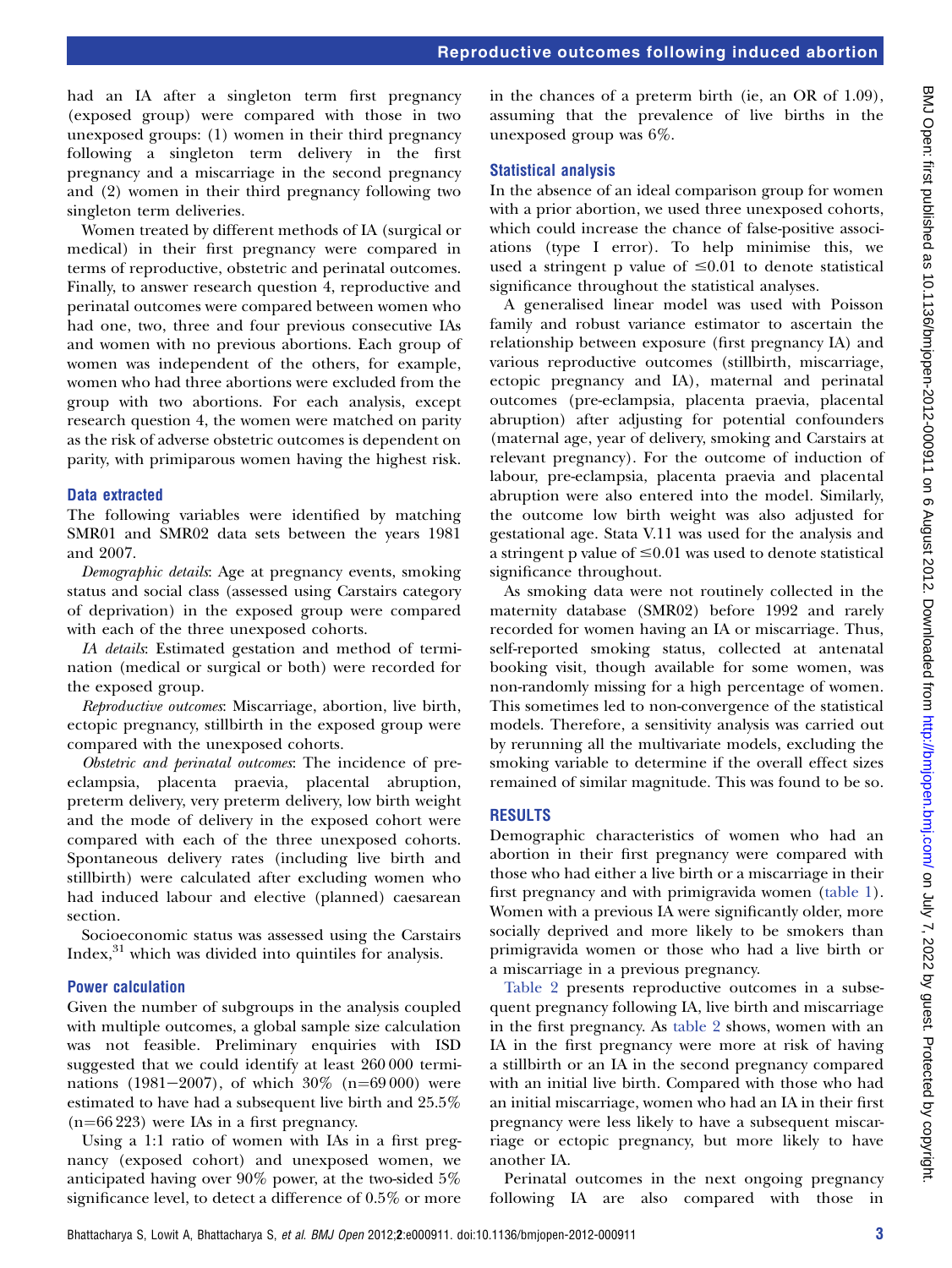had an IA after a singleton term first pregnancy (exposed group) were compared with those in two unexposed groups: (1) women in their third pregnancy following a singleton term delivery in the first pregnancy and a miscarriage in the second pregnancy and (2) women in their third pregnancy following two singleton term deliveries.

Women treated by different methods of IA (surgical or medical) in their first pregnancy were compared in terms of reproductive, obstetric and perinatal outcomes. Finally, to answer research question 4, reproductive and perinatal outcomes were compared between women who had one, two, three and four previous consecutive IAs and women with no previous abortions. Each group of women was independent of the others, for example, women who had three abortions were excluded from the group with two abortions. For each analysis, except research question 4, the women were matched on parity as the risk of adverse obstetric outcomes is dependent on parity, with primiparous women having the highest risk.

### Data extracted

The following variables were identified by matching SMR01 and SMR02 data sets between the years 1981 and 2007.

*Demographic details*: Age at pregnancy events, smoking status and social class (assessed using Carstairs category of deprivation) in the exposed group were compared with each of the three unexposed cohorts.

*IA details*: Estimated gestation and method of termination (medical or surgical or both) were recorded for the exposed group.

*Reproductive outcomes*: Miscarriage, abortion, live birth, ectopic pregnancy, stillbirth in the exposed group were compared with the unexposed cohorts.

*Obstetric and perinatal outcomes*: The incidence of pre-eclampsia, placenta praevia, placental abruption, preterm delivery, very preterm delivery, low birth weight and the mode of delivery in the exposed cohort were compared with each of the three unexposed cohorts. Spontaneous delivery rates (including live birth and stillbirth) were calculated after excluding women who had induced labour and elective (planned) caesarean section.

Socioeconomic status was assessed using the Carstairs Index,[31] which was divided into quintiles for analysis.

### Power calculation

Given the number of subgroups in the analysis coupled with multiple outcomes, a global sample size calculation was not feasible. Preliminary enquiries with ISD suggested that we could identify at least 260 000 terminations (1981−2007), of which 30% (n=69 000) were estimated to have had a subsequent live birth and 25.5% (n=66 223) were IAs in a first pregnancy.

Using a 1:1 ratio of women with IAs in a first pregnancy (exposed cohort) and unexposed women, we anticipated having over 90% power, at the two-sided 5% significance level, to detect a difference of 0.5% or more in the chances of a preterm birth (ie, an OR of 1.09), assuming that the prevalence of live births in the unexposed group was 6%.

### Statistical analysis

In the absence of an ideal comparison group for women with a prior abortion, we used three unexposed cohorts, which could increase the chance of false-positive associations (type I error). To help minimise this, we used a stringent p value of ≤0.01 to denote statistical significance throughout the statistical analyses.

A generalised linear model was used with Poisson family and robust variance estimator to ascertain the relationship between exposure (first pregnancy IA) and various reproductive outcomes (stillbirth, miscarriage, ectopic pregnancy and IA), maternal and perinatal outcomes (pre-eclampsia, placenta praevia, placental abruption) after adjusting for potential confounders (maternal age, year of delivery, smoking and Carstairs at relevant pregnancy). For the outcome of induction of labour, pre-eclampsia, placenta praevia and placental abruption were also entered into the model. Similarly, the outcome low birth weight was also adjusted for gestational age. Stata V.11 was used for the analysis and a stringent p value of ≤0.01 was used to denote statistical significance throughout.

As smoking data were not routinely collected in the maternity database (SMR02) before 1992 and rarely recorded for women having an IA or miscarriage. Thus, self-reported smoking status, collected at antenatal booking visit, though available for some women, was non-randomly missing for a high percentage of women. This sometimes led to non-convergence of the statistical models. Therefore, a sensitivity analysis was carried out by rerunning all the multivariate models, excluding the smoking variable to determine if the overall effect sizes remained of similar magnitude. This was found to be so.

## RESULTS

Demographic characteristics of women who had an abortion in their first pregnancy were compared with those who had either a live birth or a miscarriage in their first pregnancy and with primigravida women (table 1). Women with a previous IA were significantly older, more socially deprived and more likely to be smokers than primigravida women or those who had a live birth or a miscarriage in a previous pregnancy.

Table 2 presents reproductive outcomes in a subsequent pregnancy following IA, live birth and miscarriage in the first pregnancy. As table 2 shows, women with an IA in the first pregnancy were more at risk of having a stillbirth or an IA in the second pregnancy compared with an initial live birth. Compared with those who had an initial miscarriage, women who had an IA in their first pregnancy were less likely to have a subsequent miscarriage or ectopic pregnancy, but more likely to have another IA.

Perinatal outcomes in the next ongoing pregnancy following IA are also compared with those in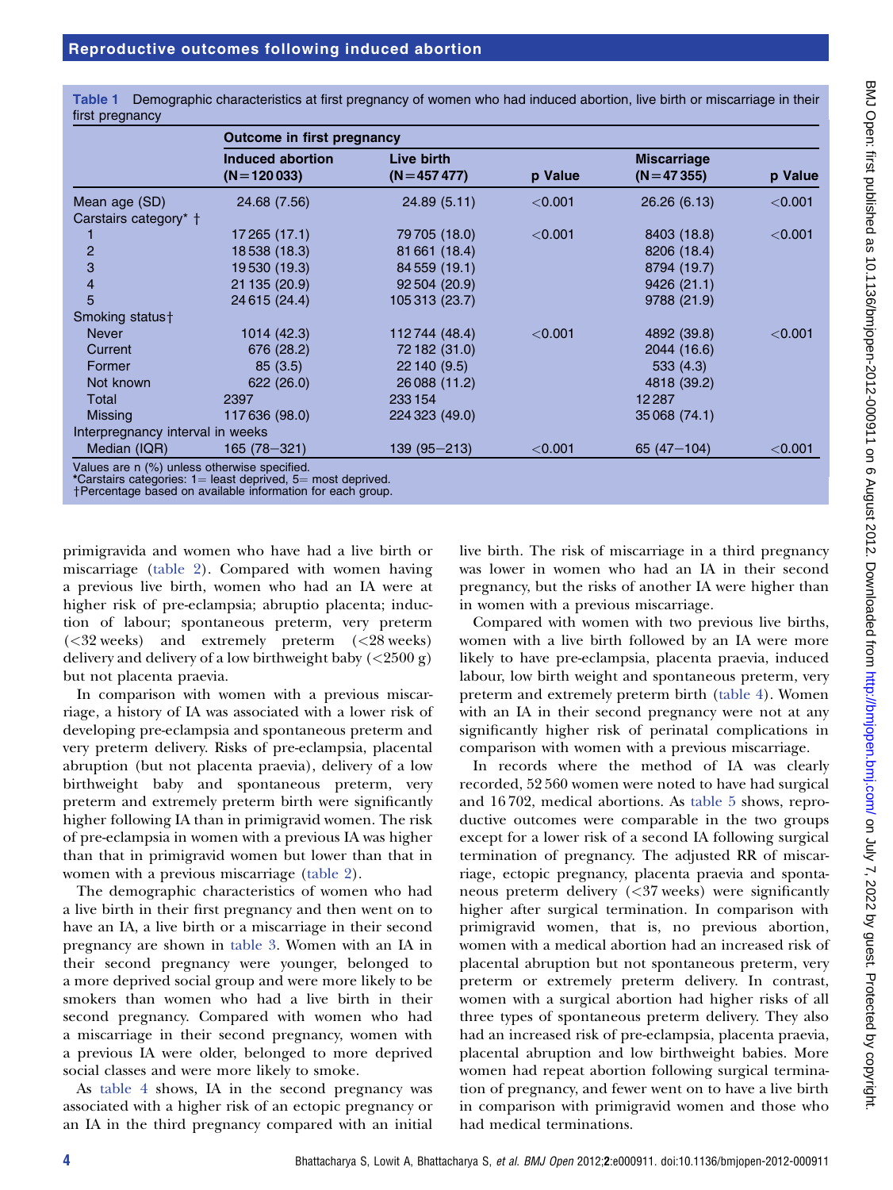**Table 1** Demographic characteristics at first pregnancy of women who had induced abortion, live birth or miscarriage in their first pregnancy

| | Outcome in first pregnancy | | | | |
|---|---|---|---|---|---|
| | Induced abortion (N=120 033) | Live birth (N=457 477) | p Value | Miscarriage (N=47 355) | p Value |
| Mean age (SD) | 24.68 (7.56) | 24.89 (5.11) | <0.001 | 26.26 (6.13) | <0.001 |
| Carstairs category* † | | | | | |
| 1 | 17 265 (17.1) | 79 705 (18.0) | <0.001 | 8403 (18.8) | <0.001 |
| 2 | 18 538 (18.3) | 81 661 (18.4) | | 8206 (18.4) | |
| 3 | 19 530 (19.3) | 84 559 (19.1) | | 8794 (19.7) | |
| 4 | 21 135 (20.9) | 92 504 (20.9) | | 9426 (21.1) | |
| 5 | 24 615 (24.4) | 105 313 (23.7) | | 9788 (21.9) | |
| Smoking status† | | | | | |
| Never | 1014 (42.3) | 112 744 (48.4) | <0.001 | 4892 (39.8) | <0.001 |
| Current | 676 (28.2) | 72 182 (31.0) | | 2044 (16.6) | |
| Former | 85 (3.5) | 22 140 (9.5) | | 533 (4.3) | |
| Not known | 622 (26.0) | 26 088 (11.2) | | 4818 (39.2) | |
| Total | 2397 | 233 154 | | 12 287 | |
| Missing | 117 636 (98.0) | 224 323 (49.0) | | 35 068 (74.1) | |
| Interpregnancy interval in weeks | | | | | |
| Median (IQR) | 165 (78–321) | 139 (95–213) | <0.001 | 65 (47–104) | <0.001 |

Values are n (%) unless otherwise specified.
*Carstairs categories: 1= least deprived, 5= most deprived.
†Percentage based on available information for each group.

primigravida and women who have had a live birth or miscarriage (table 2). Compared with women having a previous live birth, women who had an IA were at higher risk of pre-eclampsia; abruptio placenta; induction of labour; spontaneous preterm, very preterm (<32 weeks) and extremely preterm (<28 weeks) delivery and delivery of a low birthweight baby (<2500 g) but not placenta praevia.

In comparison with women with a previous miscarriage, a history of IA was associated with a lower risk of developing pre-eclampsia and spontaneous preterm and very preterm delivery. Risks of pre-eclampsia, placental abruption (but not placenta praevia), delivery of a low birthweight baby and spontaneous preterm, very preterm and extremely preterm birth were significantly higher following IA than in primigravid women. The risk of pre-eclampsia in women with a previous IA was higher than that in primigravid women but lower than that in women with a previous miscarriage (table 2).

The demographic characteristics of women who had a live birth in their first pregnancy and then went on to have an IA, a live birth or a miscarriage in their second pregnancy are shown in table 3. Women with an IA in their second pregnancy were younger, belonged to a more deprived social group and were more likely to be smokers than women who had a live birth in their second pregnancy. Compared with women who had a miscarriage in their second pregnancy, women with a previous IA were older, belonged to more deprived social classes and were more likely to smoke.

As table 4 shows, IA in the second pregnancy was associated with a higher risk of an ectopic pregnancy or an IA in the third pregnancy compared with an initial live birth. The risk of miscarriage in a third pregnancy was lower in women who had an IA in their second pregnancy, but the risks of another IA were higher than in women with a previous miscarriage.

Compared with women with two previous live births, women with a live birth followed by an IA were more likely to have pre-eclampsia, placenta praevia, induced labour, low birth weight and spontaneous preterm, very preterm and extremely preterm birth (table 4). Women with an IA in their second pregnancy were not at any significantly higher risk of perinatal complications in comparison with women with a previous miscarriage.

In records where the method of IA was clearly recorded, 52 560 women were noted to have had surgical and 16 702, medical abortions. As table 5 shows, reproductive outcomes were comparable in the two groups except for a lower risk of a second IA following surgical termination of pregnancy. The adjusted RR of miscarriage, ectopic pregnancy, placenta praevia and spontaneous preterm delivery (<37 weeks) were significantly higher after surgical termination. In comparison with primigravid women, that is, no previous abortion, women with a medical abortion had an increased risk of placental abruption but not spontaneous preterm, very preterm or extremely preterm delivery. In contrast, women with a surgical abortion had higher risks of all three types of spontaneous preterm delivery. They also had an increased risk of pre-eclampsia, placenta praevia, placental abruption and low birthweight babies. More women had repeat abortion following surgical termination of pregnancy, and fewer went on to have a live birth in comparison with primigravid women and those who had medical terminations.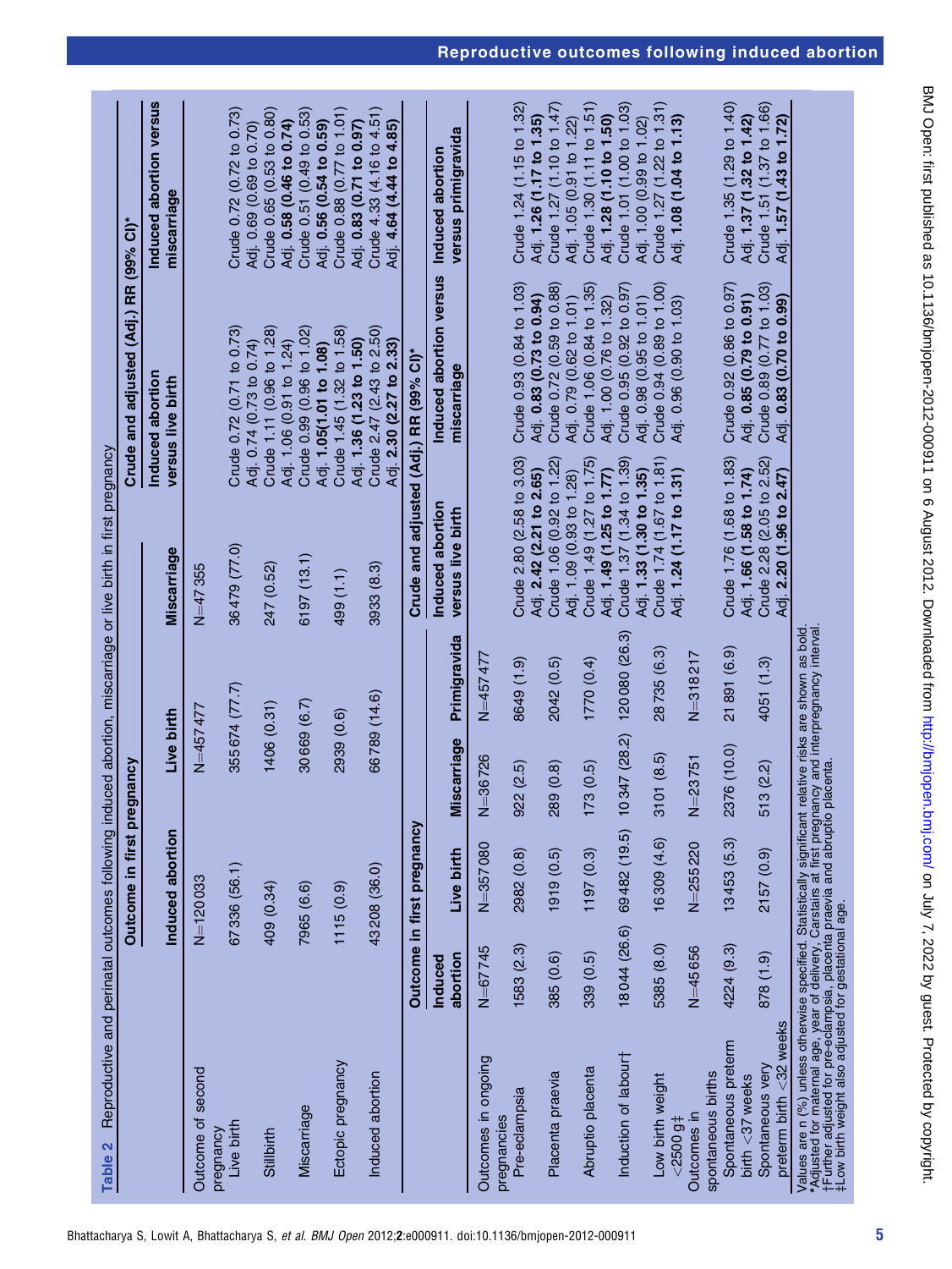**Table 2** Reproductive and perinatal outcomes following induced abortion, miscarriage or live birth in first pregnancy

| | Outcome in first pregnancy | | | Crude and adjusted (Adj.) RR (99% CI)* | |
|---|---|---|---|---|---|
| | Induced abortion | Live birth | Miscarriage | Induced abortion versus live birth | Induced abortion versus miscarriage |
| Outcome of second pregnancy | N=120033 | N=457477 | N=47355 | | |
| Live birth | 67336 (56.1) | 355674 (77.7) | 36479 (77.0) | Crude 0.72 (0.71 to 0.73) Adj. 0.74 (0.73 to 0.74) | Crude 0.72 (0.72 to 0.73) Adj. 0.69 (0.69 to 0.70) |
| Stillbirth | 409 (0.34) | 1406 (0.31) | 247 (0.52) | Crude 1.11 (0.96 to 1.28) Adj. 1.06 (0.91 to 1.24) | Crude 0.65 (0.53 to 0.80) Adj. **0.58 (0.46 to 0.74)** |
| Miscarriage | 7965 (6.6) | 30669 (6.7) | 6197 (13.1) | Crude 0.99 (0.96 to 1.02) Adj. **1.05(1.01 to 1.08)** | Crude 0.51 (0.49 to 0.53) Adj. **0.56 (0.54 to 0.59)** |
| Ectopic pregnancy | 1115 (0.9) | 2939 (0.6) | 499 (1.1) | Crude 1.45 (1.32 to 1.58) Adj. **1.36 (1.23 to 1.50)** | Crude 0.88 (0.77 to 1.01) Adj. **0.83 (0.71 to 0.97)** |
| Induced abortion | 43208 (36.0) | 66789 (14.6) | 3933 (8.3) | Crude 2.47 (2.43 to 2.50) Adj. **2.30 (2.27 to 2.33)** | Crude 4.33 (4.16 to 4.51) Adj. **4.64 (4.44 to 4.85)** |

| | Outcome in first pregnancy | | | | Crude and adjusted (Adj.) RR (99% CI)* | | |
|---|---|---|---|---|---|---|---|
| | Induced abortion | Live birth | Miscarriage | Primigravida | Induced abortion versus live birth | Induced abortion versus miscarriage | Induced abortion versus primigravida |
| Outcomes in ongoing pregnancies | N=67745 | N=357080 | N=36726 | N=457477 | | | |
| Pre-eclampsia | 1583 (2.3) | 2982 (0.8) | 922 (2.5) | 8649 (1.9) | Crude 2.80 (2.58 to 3.03) Adj. **2.42 (2.21 to 2.65)** | Crude 0.93 (0.84 to 1.03) Adj. **0.83 (0.73 to 0.94)** | Crude 1.24 (1.15 to 1.32) Adj. **1.26 (1.17 to 1.35)** |
| Placenta praevia | 385 (0.6) | 1919 (0.5) | 289 (0.8) | 2042 (0.5) | Crude 1.06 (0.92 to 1.22) Adj. 1.09 (0.93 to 1.28) | Crude 0.72 (0.59 to 0.88) Adj. 0.79 (0.62 to 1.01) | Crude 1.27 (1.10 to 1.47) Adj. 1.05 (0.91 to 1.22) |
| Abruptio placenta | 339 (0.5) | 1197 (0.3) | 173 (0.5) | 1770 (0.4) | Crude 1.49 (1.27 to 1.75) Adj. **1.49 (1.25 to 1.77)** | Crude 1.06 (0.84 to 1.35) Adj. 1.00 (0.76 to 1.32) | Crude 1.30 (1.11 to 1.51) Adj. **1.28 (1.10 to 1.50)** |
| Induction of labour† | 18044 (26.6) | 69482 (19.5) | 10347 (28.2) | 120080 (26.3) | Crude 1.37 (1.34 to 1.39) Adj. **1.33 (1.30 to 1.35)** | Crude 0.95 (0.92 to 0.97) Adj. 0.98 (0.95 to 1.01) | Crude 1.01 (1.00 to 1.03) Adj. 1.00 (0.99 to 1.02) |
| Low birth weight <2500 g‡ | 5385 (8.0) | 16309 (4.6) | 3101 (8.5) | 28735 (6.3) | Crude 1.74 (1.67 to 1.81) Adj. **1.24 (1.17 to 1.31)** | Crude 0.94 (0.89 to 1.00) Adj. 0.96 (0.90 to 1.03) | Crude 1.27 (1.22 to 1.31) Adj. **1.08 (1.04 to 1.13)** |
| Outcomes in spontaneous births | N=45656 | N=255220 | N=23751 | N=318217 | | | |
| Spontaneous preterm birth <37 weeks | 4224 (9.3) | 13453 (5.3) | 2376 (10.0) | 21891 (6.9) | Crude 1.76 (1.68 to 1.83) Adj. **1.66 (1.58 to 1.74)** | Crude 0.92 (0.86 to 0.97) Adj. **0.85 (0.79 to 0.91)** | Crude 1.35 (1.29 to 1.40) Adj. **1.37 (1.32 to 1.42)** |
| Spontaneous very preterm birth <32 weeks | 878 (1.9) | 2157 (0.9) | 513 (2.2) | 4051 (1.3) | Crude 2.28 (2.05 to 2.52) Adj. **2.20 (1.96 to 2.47)** | Crude 0.89 (0.77 to 1.03) Adj. **0.83 (0.70 to 0.99)** | Crude 1.51 (1.37 to 1.66) Adj. **1.57 (1.43 to 1.72)** |

Values are n (%) unless otherwise specified. Statistically significant relative risks are shown as bold.
*Adjusted for maternal age, year of delivery, Carstairs at first pregnancy and interpregnancy interval.
†Further adjusted for pre-eclampsia, placenta praevia and abruptio placenta.
‡Low birth weight also adjusted for gestational age.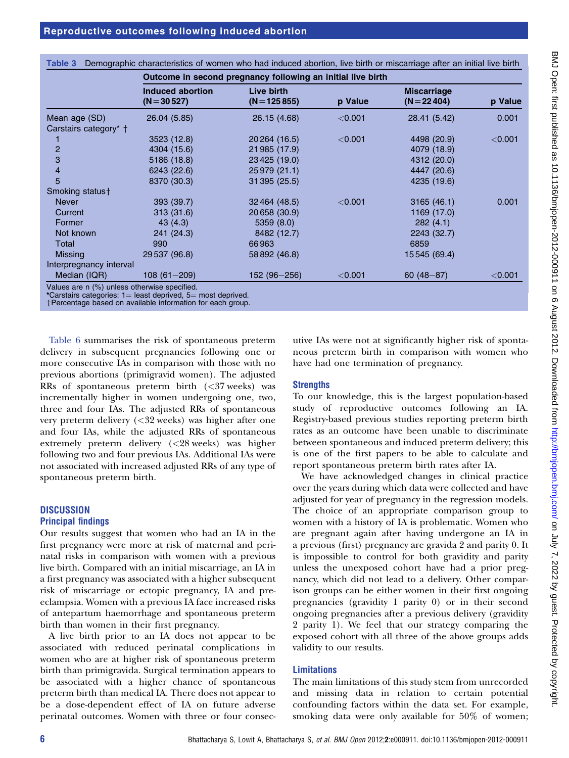**Table 3** Demographic characteristics of women who had induced abortion, live birth or miscarriage after an initial live birth

| | Outcome in second pregnancy following an initial live birth | | | | |
|---|---|---|---|---|---|
| | Induced abortion (N=30 527) | Live birth (N=125 855) | p Value | Miscarriage (N=22 404) | p Value |
| Mean age (SD) | 26.04 (5.85) | 26.15 (4.68) | <0.001 | 28.41 (5.42) | 0.001 |
| Carstairs category* † | | | | | |
| 1 | 3523 (12.8) | 20 264 (16.5) | <0.001 | 4498 (20.9) | <0.001 |
| 2 | 4304 (15.6) | 21 985 (17.9) | | 4079 (18.9) | |
| 3 | 5186 (18.8) | 23 425 (19.0) | | 4312 (20.0) | |
| 4 | 6243 (22.6) | 25 979 (21.1) | | 4447 (20.6) | |
| 5 | 8370 (30.3) | 31 395 (25.5) | | 4235 (19.6) | |
| Smoking status† | | | | | |
| Never | 393 (39.7) | 32 464 (48.5) | <0.001 | 3165 (46.1) | 0.001 |
| Current | 313 (31.6) | 20 658 (30.9) | | 1169 (17.0) | |
| Former | 43 (4.3) | 5359 (8.0) | | 282 (4.1) | |
| Not known | 241 (24.3) | 8482 (12.7) | | 2243 (32.7) | |
| Total | 990 | 66 963 | | 6859 | |
| Missing | 29 537 (96.8) | 58 892 (46.8) | | 15 545 (69.4) | |
| Interpregnancy interval | | | | | |
| Median (IQR) | 108 (61–209) | 152 (96–256) | <0.001 | 60 (48–87) | <0.001 |

Values are n (%) unless otherwise specified.
*Carstairs categories: 1= least deprived, 5= most deprived.
†Percentage based on available information for each group.

Table 6 summarises the risk of spontaneous preterm delivery in subsequent pregnancies following one or more consecutive IAs in comparison with those with no previous abortions (primigravid women). The adjusted RRs of spontaneous preterm birth (<37 weeks) was incrementally higher in women undergoing one, two, three and four IAs. The adjusted RRs of spontaneous very preterm delivery (<32 weeks) was higher after one and four IAs, while the adjusted RRs of spontaneous extremely preterm delivery (<28 weeks) was higher following two and four previous IAs. Additional IAs were not associated with increased adjusted RRs of any type of spontaneous preterm birth.

## DISCUSSION

### Principal findings

Our results suggest that women who had an IA in the first pregnancy were more at risk of maternal and perinatal risks in comparison with women with a previous live birth. Compared with an initial miscarriage, an IA in a first pregnancy was associated with a higher subsequent risk of miscarriage or ectopic pregnancy, IA and pre-eclampsia. Women with a previous IA face increased risks of antepartum haemorrhage and spontaneous preterm birth than women in their first pregnancy.

A live birth prior to an IA does not appear to be associated with reduced perinatal complications in women who are at higher risk of spontaneous preterm birth than primigravida. Surgical termination appears to be associated with a higher chance of spontaneous preterm birth than medical IA. There does not appear to be a dose-dependent effect of IA on future adverse perinatal outcomes. Women with three or four consecutive IAs were not at significantly higher risk of spontaneous preterm birth in comparison with women who have had one termination of pregnancy.

### Strengths

To our knowledge, this is the largest population-based study of reproductive outcomes following an IA. Registry-based previous studies reporting preterm birth rates as an outcome have been unable to discriminate between spontaneous and induced preterm delivery; this is one of the first papers to be able to calculate and report spontaneous preterm birth rates after IA.

We have acknowledged changes in clinical practice over the years during which data were collected and have adjusted for year of pregnancy in the regression models. The choice of an appropriate comparison group to women with a history of IA is problematic. Women who are pregnant again after having undergone an IA in a previous (first) pregnancy are gravida 2 and parity 0. It is impossible to control for both gravidity and parity unless the unexposed cohort have had a prior pregnancy, which did not lead to a delivery. Other comparison groups can be either women in their first ongoing pregnancies (gravidity 1 parity 0) or in their second ongoing pregnancies after a previous delivery (gravidity 2 parity 1). We feel that our strategy comparing the exposed cohort with all three of the above groups adds validity to our results.

### Limitations

The main limitations of this study stem from unrecorded and missing data in relation to certain potential confounding factors within the data set. For example, smoking data were only available for 50% of women;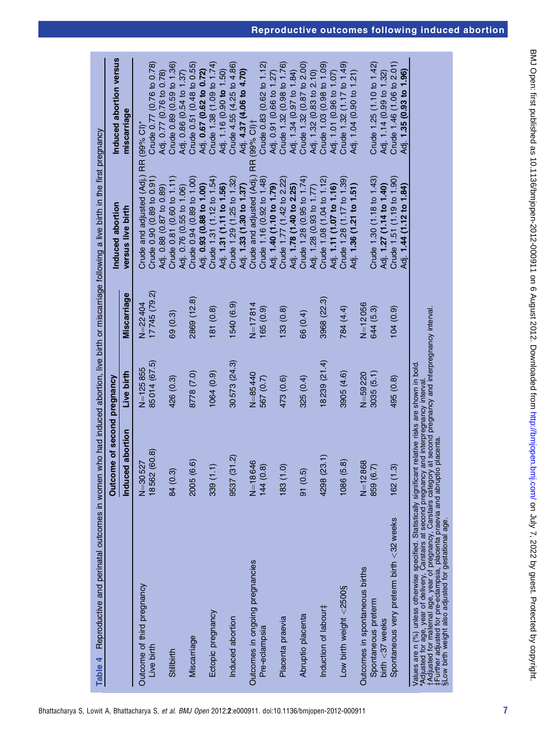**Table 4** Reproductive and perinatal outcomes in women who had induced abortion, live birth or miscarriage following a live birth in the first pregnancy

| | Outcome of second pregnancy | | | Induced abortion versus live birth | Induced abortion versus miscarriage |
|---|---|---|---|---|---|
| | Induced abortion | Live birth | Miscarriage | | |
| Outcome of third pregnancy | N=30 527 | N=125 855 | N=22 404 | Crude and adjusted (Adj.) RR (99% CI)* | |
| Live birth | 18 562 (60.8) | 85 014 (67.5) | 17 745 (79.2) | Crude 0.90 (0.89 to 0.91) Adj. 0.88 (0.87 to 0.89) | Crude 0.77 (0.76 to 0.78) Adj. 0.77 (0.76 to 0.78) |
| Stillbirth | 84 (0.3) | 426 (0.3) | 69 (0.3) | Crude 0.81 (0.60 to 1.11) Adj. 0.76 (0.55 to 1.06) | Crude 0.89 (0.59 to 1.36) Adj. 0.86 (0.54 to 1.37) |
| Miscarriage | 2005 (6.6) | 8778 (7.0) | 2869 (12.8) | Crude 0.94 (0.89 to 1.00) Adj. **0.93 (0.88 to 1.00)** | Crude 0.51 (0.48 to 0.55) Adj. **0.67 (0.62 to 0.72)** |
| Ectopic pregnancy | 339 (1.1) | 1064 (0.9) | 181 (0.8) | Crude 1.31 (1.12 to 1.54) Adj. **1.31 (1.11 to 1.56)** | Crude 1.38 (1.09 to 1.74) Adj. 1.16 (0.90 to 1.50) |
| Induced abortion | 9537 (31.2) | 30 573 (24.3) | 1540 (6.9) | Crude 1.29 (1.25 to 1.32) Adj. **1.33 (1.30 to 1.37)** | Crude 4.55 (4.25 to 4.86) Adj. **4.37 (4.06 to 4.70)** |
| Outcomes in ongoing pregnancies | N=18 646 | N=85 440 | N=17 814 | Crude and adjusted (Adj.) RR (99% CI)† | |
| Pre-eclampsia | 144 (0.8) | 567 (0.7) | 165 (0.9) | Crude 1.16 (0.92 to 1.48) Adj. **1.40 (1.10 to 1.79)** | Crude 0.83 (0.62 to 1.12) Adj. 0.91 (0.66 to 1.27) |
| Placenta praevia | 183 (1.0) | 473 (0.6) | 133 (0.8) | Crude 1.77 (1.42 to 2.22) Adj. **1.78 (1.40 to 2.25)** | Crude 1.32 (0.98 to 1.76) Adj. 1.34 (0.97 to 1.84) |
| Abruptio placenta | 91 (0.5) | 325 (0.4) | 66 (0.4) | Crude 1.28 (0.95 to 1.74) Adj. 1.28 (0.93 to 1.77) | Crude 1.32 (0.87 to 2.00) Adj. 1.32 (0.83 to 2.10) |
| Induction of labour‡ | 4298 (23.1) | 18 239 (21.4) | 3968 (22.3) | Crude 1.08 (1.04 to 1.12) Adj. **1.11 (1.07 to 1.16)** | Crude 1.03 (0.98 to 1.09) Adj. 1.01 (0.96 to 1.07) |
| Low birth weight <2500§ | 1086 (5.8) | 3905 (4.6) | 784 (4.4) | Crude 1.28 (1.17 to 1.39) Adj. **1.36 (1.21 to 1.51)** | Crude 1.32 (1.17 to 1.49) Adj. 1.04 (0.90 to 1.21) |
| Outcomes in spontaneous births | N=12 868 | N=59 220 | N=12 056 | | |
| Spontaneous preterm birth <37 weeks | 859 (6.7) | 3035 (5.1) | 644 (5.3) | Crude 1.30 (1.18 to 1.43) Adj. **1.27 (1.14 to 1.40)** | Crude 1.25 (1.10 to 1.42) Adj. 1.14 (0.99 to 1.32) |
| Spontaneous very preterm birth <32 weeks | 162 (1.3) | 495 (0.8) | 104 (0.9) | Crude 1.51 (1.19 to 1.90) Adj. **1.44 (1.12 to 1.84)** | Crude 1.46 (1.06 to 2.01) Adj. **1.35 (0.93 to 1.96)** |

Values are n (%) unless otherwise specified. Statistically significant relative risks are shown in bold.
*Adjusted for age, year of delivery, Carstairs at second pregnancy and interpregnancy interval.
†Adjusted for maternal age, year of pregnancy, Carstairs category at second pregnancy and interpregnancy interval.
‡Further adjusted for pre-eclampsia, placenta praevia and abruptio placenta.
§Low birth weight also adjusted for gestational age.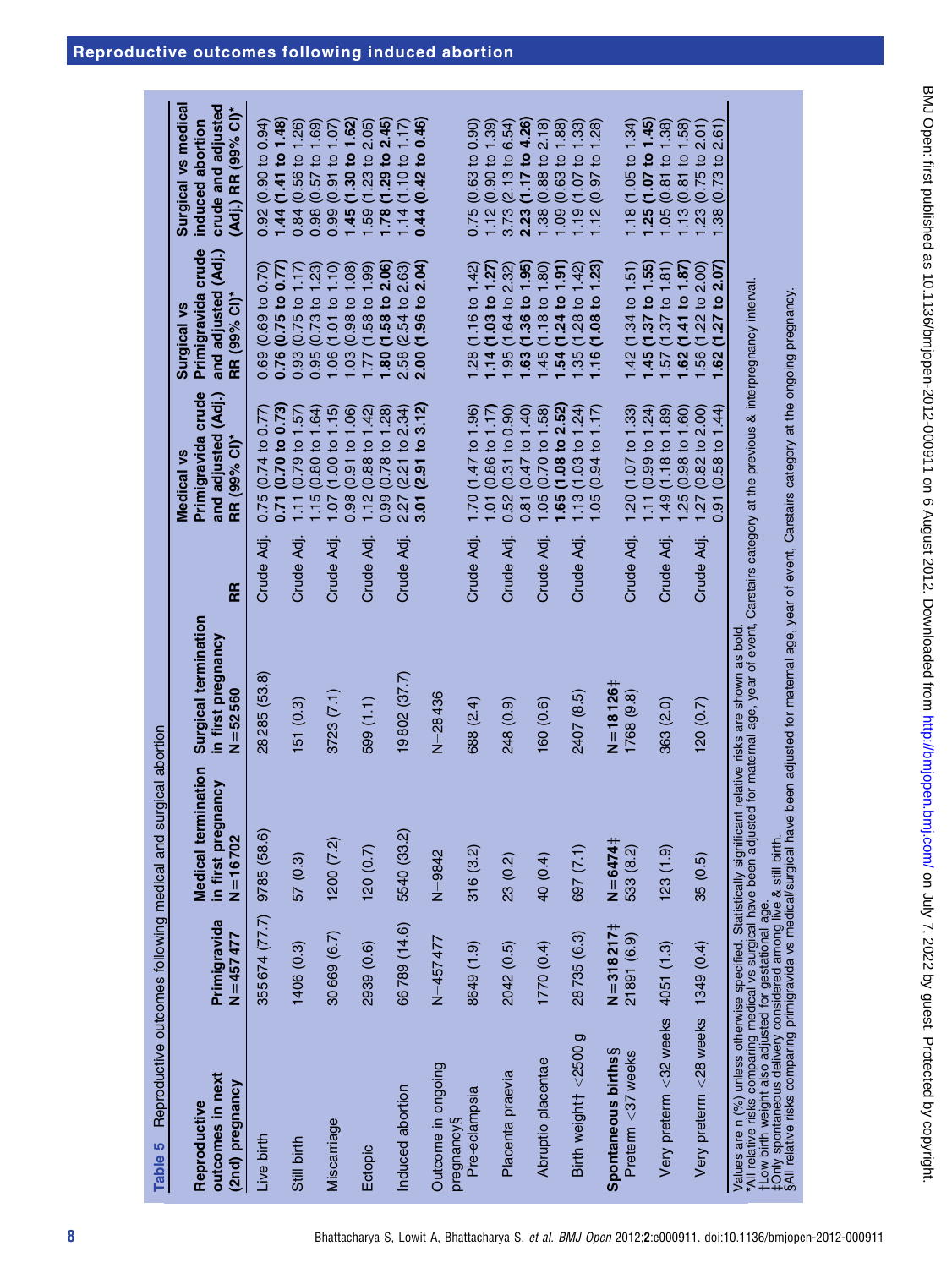**Table 5** Reproductive outcomes following medical and surgical abortion

| Reproductive outcomes in next (2nd) pregnancy | Primigravida N=457 477 | Medical termination in first pregnancy N=16 702 | Surgical termination in first pregnancy N=52 560 | RR | Medical vs Primigravida crude and adjusted (Adj.) RR (99% CI)* | Surgical vs Primigravida crude and adjusted (Adj.) RR (99% CI)* | Surgical vs medical induced abortion crude and adjusted (Adj.) RR (99% CI)* |
|---|---|---|---|---|---|---|---|
| Live birth | 355 674 (77.7) | 9785 (58.6) | 28 285 (53.8) | Crude | 0.75 (0.74 to 0.77) | 0.69 (0.69 to 0.70) | 0.92 (0.90 to 0.94) |
| | | | | Adj. | **0.71 (0.70 to 0.73)** | **0.76 (0.75 to 0.77)** | **1.44 (1.41 to 1.48)** |
| Still birth | 1406 (0.3) | 57 (0.3) | 151 (0.3) | Crude | 1.11 (0.79 to 1.57) | 0.93 (0.75 to 1.17) | 0.84 (0.56 to 1.26) |
| | | | | Adj. | 1.15 (0.80 to 1.64) | 0.95 (0.73 to 1.23) | 0.98 (0.57 to 1.69) |
| Miscarriage | 30 669 (6.7) | 1200 (7.2) | 3723 (7.1) | Crude | 1.07 (1.00 to 1.15) | 1.06 (1.01 to 1.10) | 0.99 (0.91 to 1.07) |
| | | | | Adj. | 0.98 (0.91 to 1.06) | 1.03 (0.98 to 1.08) | **1.45 (1.30 to 1.62)** |
| Ectopic | 2939 (0.6) | 120 (0.7) | 599 (1.1) | Crude | 1.12 (0.88 to 1.42) | 1.77 (1.58 to 1.99) | 1.59 (1.23 to 2.05) |
| | | | | Adj. | 0.99 (0.78 to 1.28) | **1.80 (1.58 to 2.06)** | **1.78 (1.29 to 2.45)** |
| Induced abortion | 66 789 (14.6) | 5540 (33.2) | 19 802 (37.7) | Crude | 2.27 (2.21 to 2.34) | 2.58 (2.54 to 2.63) | 1.14 (1.10 to 1.17) |
| | | | | Adj. | **3.01 (2.91 to 3.12)** | **2.00 (1.96 to 2.04)** | **0.44 (0.42 to 0.46)** |
| Outcome in ongoing pregnancy§ | N=457 477 | N=9842 | N=28 436 | | | | |
| Pre-eclampsia | 8649 (1.9) | 316 (3.2) | 688 (2.4) | Crude | 1.70 (1.47 to 1.96) | 1.28 (1.16 to 1.42) | 0.75 (0.63 to 0.90) |
| | | | | Adj. | 1.01 (0.86 to 1.17) | **1.14 (1.03 to 1.27)** | 1.12 (0.90 to 1.39) |
| Placenta praevia | 2042 (0.5) | 23 (0.2) | 248 (0.9) | Crude | 0.52 (0.31 to 0.90) | 1.95 (1.64 to 2.32) | 3.73 (2.13 to 6.54) |
| | | | | Adj. | 0.81 (0.47 to 1.40) | **1.63 (1.36 to 1.95)** | **2.23 (1.17 to 4.26)** |
| Abruptio placentae | 1770 (0.4) | 40 (0.4) | 160 (0.6) | Crude | 1.05 (0.70 to 1.58) | 1.45 (1.18 to 1.80) | 1.38 (0.88 to 2.18) |
| | | | | Adj. | **1.65 (1.08 to 2.52)** | **1.54 (1.24 to 1.91)** | 1.09 (0.63 to 1.88) |
| Birth weight† <2500 g | 28 735 (6.3) | 697 (7.1) | 2407 (8.5) | Crude | 1.13 (1.03 to 1.24) | 1.35 (1.28 to 1.42) | 1.19 (1.07 to 1.33) |
| | | | | Adj. | 1.05 (0.94 to 1.17) | **1.16 (1.08 to 1.23)** | 1.12 (0.97 to 1.28) |
| **Spontaneous births§** | **N=318 217‡** | **N=6474‡** | **N=18 126‡** | | | | |
| Preterm <37 weeks | 21 891 (6.9) | 533 (8.2) | 1768 (9.8) | Crude | 1.20 (1.07 to 1.33) | 1.42 (1.34 to 1.51) | 1.18 (1.05 to 1.34) |
| | | | | Adj. | 1.11 (0.99 to 1.24) | **1.45 (1.37 to 1.55)** | **1.25 (1.07 to 1.45)** |
| Very preterm <32 weeks | 4051 (1.3) | 123 (1.9) | 363 (2.0) | Crude | 1.49 (1.18 to 1.89) | 1.57 (1.37 to 1.81) | 1.05 (0.81 to 1.38) |
| | | | | Adj. | 1.25 (0.98 to 1.60) | **1.62 (1.41 to 1.87)** | 1.13 (0.81 to 1.58) |
| Very preterm <28 weeks | 1349 (0.4) | 35 (0.5) | 120 (0.7) | Crude | 1.27 (0.82 to 2.00) | 1.56 (1.22 to 2.00) | 1.23 (0.75 to 2.01) |
| | | | | Adj. | 0.91 (0.58 to 1.44) | **1.62 (1.27 to 2.07)** | 1.38 (0.73 to 2.61) |

Values are n (%) unless otherwise specified. Statistically significant relative risks are shown as bold.
*All relative risks comparing medical vs surgical have been adjusted for maternal age, year of event, Carstairs category at the previous & interpregnancy interval.
†Low birth weight also adjusted for gestational age.
‡Only spontaneous delivery considered among live & still birth.
§All relative risks comparing primigravida vs medical/surgical have been adjusted for maternal age, year of event, Carstairs category at the ongoing pregnancy.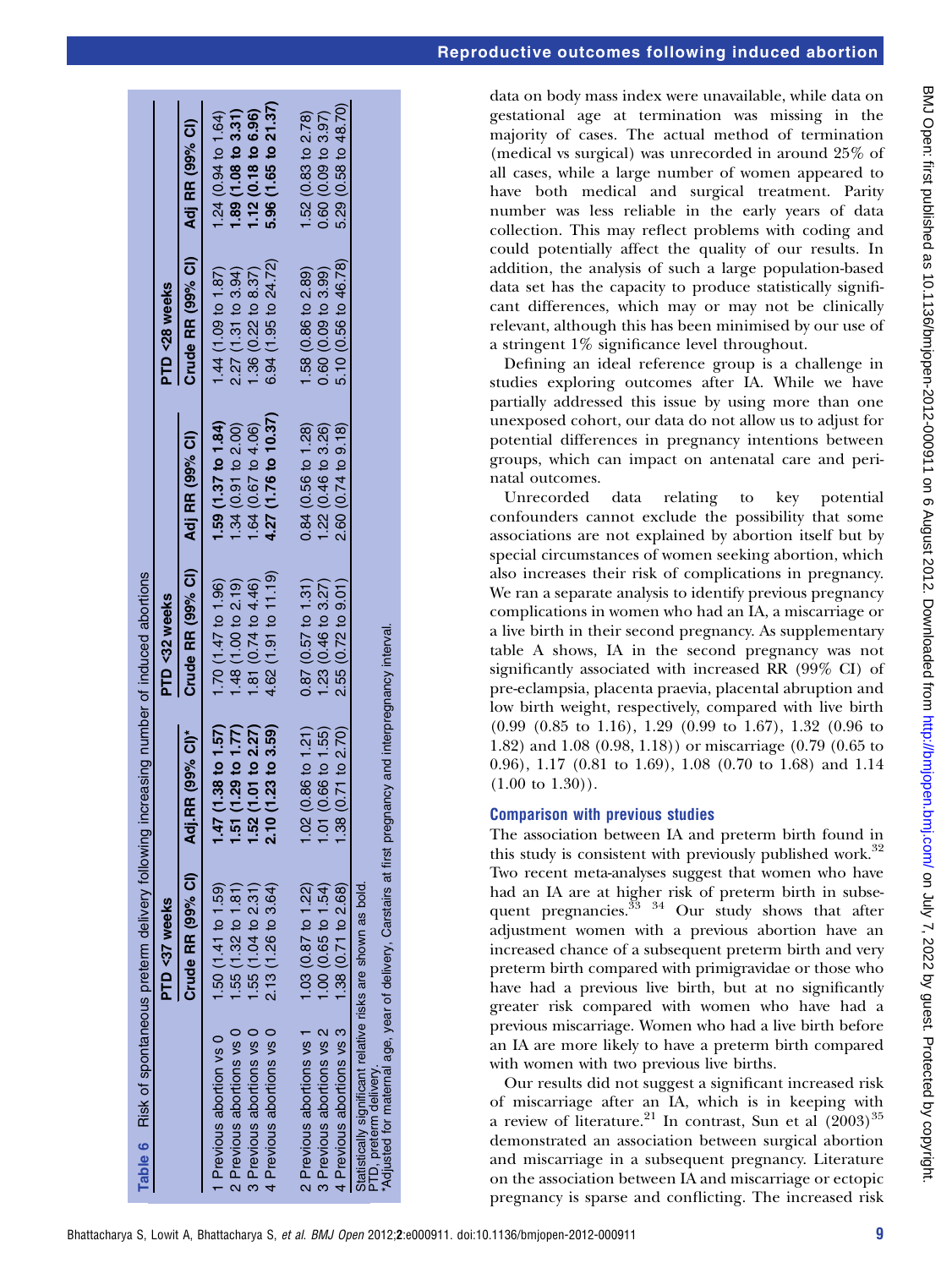**Table 6** Risk of spontaneous preterm delivery following increasing number of induced abortions

| | PTD <37 weeks | | PTD <32 weeks | | PTD <28 weeks | |
|---|---|---|---|---|---|---|
| | Crude RR (99% CI) | Adj.RR (99% CI)* | Crude RR (99% CI) | Adj RR (99% CI) | Crude RR (99% CI) | Adj RR (99% CI) |
| 1 Previous abortion vs 0 | 1.50 (1.41 to 1.59) | **1.47 (1.38 to 1.57)** | 1.70 (1.47 to 1.96) | **1.59 (1.37 to 1.84)** | 1.44 (1.09 to 1.87) | 1.24 (0.94 to 1.64) |
| 2 Previous abortions vs 0 | 1.55 (1.32 to 1.81) | **1.51 (1.29 to 1.77)** | 1.48 (1.00 to 2.19) | 1.34 (0.91 to 2.00) | 2.27 (1.31 to 3.94) | **1.89 (1.08 to 3.31)** |
| 3 Previous abortions vs 0 | 1.55 (1.04 to 2.31) | **1.52 (1.01 to 2.27)** | 1.81 (0.74 to 4.46) | 1.64 (0.67 to 4.06) | 1.36 (0.22 to 8.37) | **1.12 (0.18 to 6.96)** |
| 4 Previous abortions vs 0 | 2.13 (1.26 to 3.64) | **2.10 (1.23 to 3.59)** | 4.62 (1.91 to 11.19) | **4.27 (1.76 to 10.37)** | 6.94 (1.95 to 24.72) | **5.96 (1.65 to 21.37)** |
| 2 Previous abortions vs 1 | 1.03 (0.87 to 1.22) | 1.02 (0.86 to 1.21) | 0.87 (0.57 to 1.31) | 0.84 (0.56 to 1.28) | 1.58 (0.86 to 2.89) | 1.52 (0.83 to 2.78) |
| 3 Previous abortions vs 2 | 1.00 (0.65 to 1.54) | 1.01 (0.66 to 1.55) | 1.23 (0.46 to 3.27) | 1.22 (0.46 to 3.26) | 0.60 (0.09 to 3.99) | 0.60 (0.09 to 3.97) |
| 4 Previous abortions vs 3 | 1.38 (0.71 to 2.68) | 1.38 (0.71 to 2.70) | 2.55 (0.72 to 9.01) | 2.60 (0.74 to 9.18) | 5.10 (0.56 to 46.78) | 5.29 (0.58 to 48.70) |

Statistically significant relative risks are shown as bold.
PTD, preterm delivery.
*Adjusted for maternal age, year of delivery, Carstairs at first pregnancy and interpregnancy interval.

data on body mass index were unavailable, while data on gestational age at termination was missing in the majority of cases. The actual method of termination (medical vs surgical) was unrecorded in around 25% of all cases, while a large number of women appeared to have both medical and surgical treatment. Parity number was less reliable in the early years of data collection. This may reflect problems with coding and could potentially affect the quality of our results. In addition, the analysis of such a large population-based data set has the capacity to produce statistically significant differences, which may or may not be clinically relevant, although this has been minimised by our use of a stringent 1% significance level throughout.

Defining an ideal reference group is a challenge in studies exploring outcomes after IA. While we have partially addressed this issue by using more than one unexposed cohort, our data do not allow us to adjust for potential differences in pregnancy intentions between groups, which can impact on antenatal care and perinatal outcomes.

Unrecorded data relating to key potential confounders cannot exclude the possibility that some associations are not explained by abortion itself but by special circumstances of women seeking abortion, which also increases their risk of complications in pregnancy. We ran a separate analysis to identify previous pregnancy complications in women who had an IA, a miscarriage or a live birth in their second pregnancy. As supplementary table A shows, IA in the second pregnancy was not significantly associated with increased RR (99% CI) of pre-eclampsia, placenta praevia, placental abruption and low birth weight, respectively, compared with live birth (0.99 (0.85 to 1.16), 1.29 (0.99 to 1.67), 1.32 (0.96 to 1.82) and 1.08 (0.98, 1.18)) or miscarriage (0.79 (0.65 to 0.96), 1.17 (0.81 to 1.69), 1.08 (0.70 to 1.68) and 1.14 (1.00 to 1.30)).

### Comparison with previous studies

The association between IA and preterm birth found in this study is consistent with previously published work.[32] Two recent meta-analyses suggest that women who have had an IA are at higher risk of preterm birth in subsequent pregnancies.[33 34] Our study shows that after adjustment women with a previous abortion have an increased chance of a subsequent preterm birth and very preterm birth compared with primigravidae or those who have had a previous live birth, but at no significantly greater risk compared with women who have had a previous miscarriage. Women who had a live birth before an IA are more likely to have a preterm birth compared with women with two previous live births.

Our results did not suggest a significant increased risk of miscarriage after an IA, which is in keeping with a review of literature.[21] In contrast, Sun et al (2003)[35] demonstrated an association between surgical abortion and miscarriage in a subsequent pregnancy. Literature on the association between IA and miscarriage or ectopic pregnancy is sparse and conflicting. The increased risk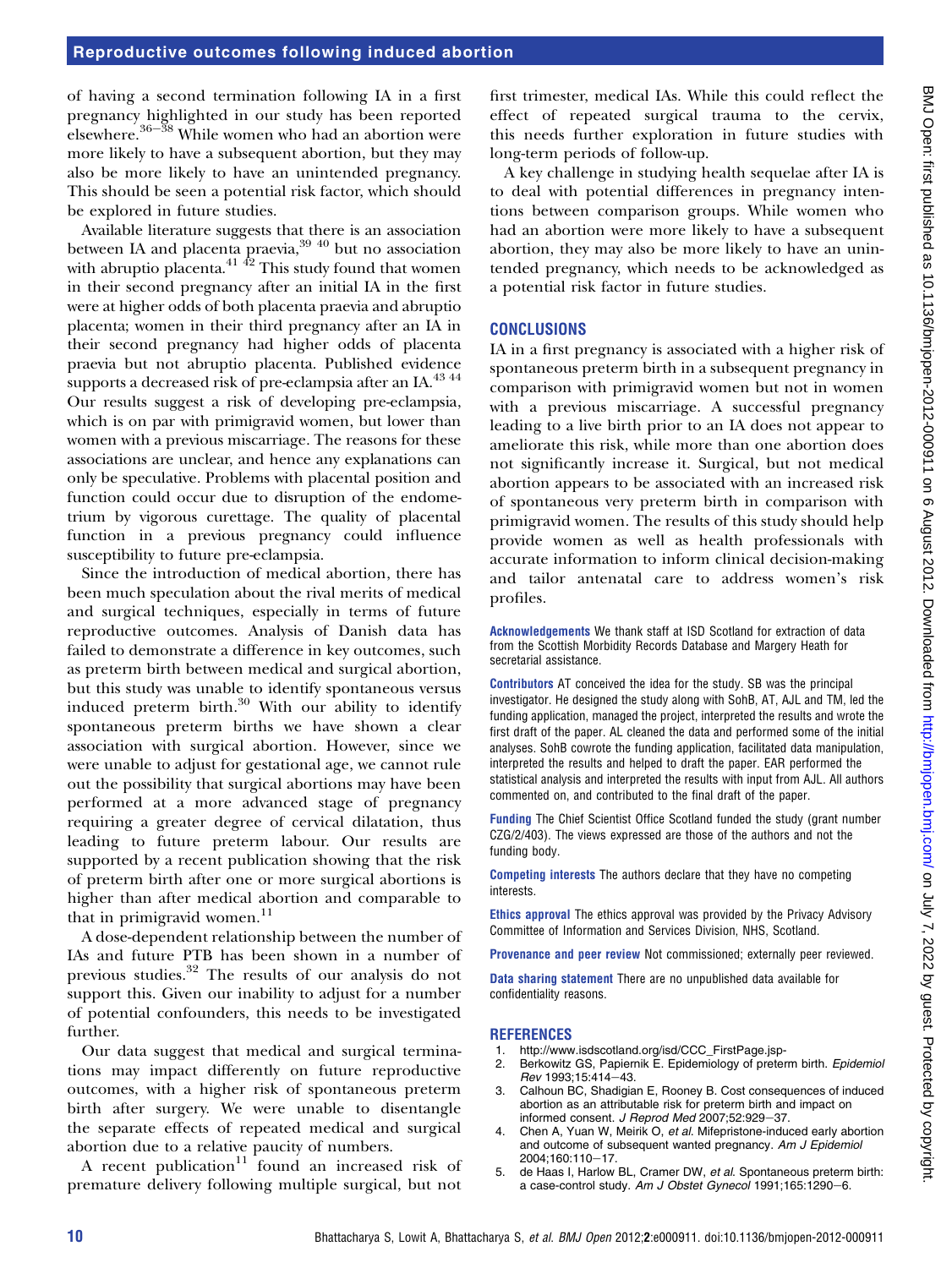of having a second termination following IA in a first pregnancy highlighted in our study has been reported elsewhere.[36–38] While women who had an abortion were more likely to have a subsequent abortion, but they may also be more likely to have an unintended pregnancy. This should be seen a potential risk factor, which should be explored in future studies.

Available literature suggests that there is an association between IA and placenta praevia,[39 40] but no association with abruptio placenta.[41 42] This study found that women in their second pregnancy after an initial IA in the first were at higher odds of both placenta praevia and abruptio placenta; women in their third pregnancy after an IA in their second pregnancy had higher odds of placenta praevia but not abruptio placenta. Published evidence supports a decreased risk of pre-eclampsia after an IA.[43 44] Our results suggest a risk of developing pre-eclampsia, which is on par with primigravid women, but lower than women with a previous miscarriage. The reasons for these associations are unclear, and hence any explanations can only be speculative. Problems with placental position and function could occur due to disruption of the endometrium by vigorous curettage. The quality of placental function in a previous pregnancy could influence susceptibility to future pre-eclampsia.

Since the introduction of medical abortion, there has been much speculation about the rival merits of medical and surgical techniques, especially in terms of future reproductive outcomes. Analysis of Danish data has failed to demonstrate a difference in key outcomes, such as preterm birth between medical and surgical abortion, but this study was unable to identify spontaneous versus induced preterm birth.[30] With our ability to identify spontaneous preterm births we have shown a clear association with surgical abortion. However, since we were unable to adjust for gestational age, we cannot rule out the possibility that surgical abortions may have been performed at a more advanced stage of pregnancy requiring a greater degree of cervical dilatation, thus leading to future preterm labour. Our results are supported by a recent publication showing that the risk of preterm birth after one or more surgical abortions is higher than after medical abortion and comparable to that in primigravid women.[11]

A dose-dependent relationship between the number of IAs and future PTB has been shown in a number of previous studies.[32] The results of our analysis do not support this. Given our inability to adjust for a number of potential confounders, this needs to be investigated further.

Our data suggest that medical and surgical terminations may impact differently on future reproductive outcomes, with a higher risk of spontaneous preterm birth after surgery. We were unable to disentangle the separate effects of repeated medical and surgical abortion due to a relative paucity of numbers.

A recent publication[11] found an increased risk of premature delivery following multiple surgical, but not first trimester, medical IAs. While this could reflect the effect of repeated surgical trauma to the cervix, this needs further exploration in future studies with long-term periods of follow-up.

A key challenge in studying health sequelae after IA is to deal with potential differences in pregnancy intentions between comparison groups. While women who had an abortion were more likely to have a subsequent abortion, they may also be more likely to have an unintended pregnancy, which needs to be acknowledged as a potential risk factor in future studies.

## CONCLUSIONS

IA in a first pregnancy is associated with a higher risk of spontaneous preterm birth in a subsequent pregnancy in comparison with primigravid women but not in women with a previous miscarriage. A successful pregnancy leading to a live birth prior to an IA does not appear to ameliorate this risk, while more than one abortion does not significantly increase it. Surgical, but not medical abortion appears to be associated with an increased risk of spontaneous very preterm birth in comparison with primigravid women. The results of this study should help provide women as well as health professionals with accurate information to inform clinical decision-making and tailor antenatal care to address women's risk profiles.

**Acknowledgements** We thank staff at ISD Scotland for extraction of data from the Scottish Morbidity Records Database and Margery Heath for secretarial assistance.

**Contributors** AT conceived the idea for the study. SB was the principal investigator. He designed the study along with SohB, AT, AJL and TM, led the funding application, managed the project, interpreted the results and wrote the first draft of the paper. AL cleaned the data and performed some of the initial analyses. SohB cowrote the funding application, facilitated data manipulation, interpreted the results and helped to draft the paper. EAR performed the statistical analysis and interpreted the results with input from AJL. All authors commented on, and contributed to the final draft of the paper.

**Funding** The Chief Scientist Office Scotland funded the study (grant number CZG/2/403). The views expressed are those of the authors and not the funding body.

**Competing interests** The authors declare that they have no competing interests.

**Ethics approval** The ethics approval was provided by the Privacy Advisory Committee of Information and Services Division, NHS, Scotland.

**Provenance and peer review** Not commissioned; externally peer reviewed.

**Data sharing statement** There are no unpublished data available for confidentiality reasons.

## REFERENCES

1. http://www.isdscotland.org/isd/CCC_FirstPage.jsp-
2. Berkowitz GS, Papiernik E. Epidemiology of preterm birth. *Epidemiol Rev* 1993;15:414–43.
3. Calhoun BC, Shadigian E, Rooney B. Cost consequences of induced abortion as an attributable risk for preterm birth and impact on informed consent. *J Reprod Med* 2007;52:929–37.
4. Chen A, Yuan W, Meirik O, *et al*. Mifepristone-induced early abortion and outcome of subsequent wanted pregnancy. *Am J Epidemiol* 2004;160:110–17.
5. de Haas I, Harlow BL, Cramer DW, *et al*. Spontaneous preterm birth: a case-control study. *Am J Obstet Gynecol* 1991;165:1290–6.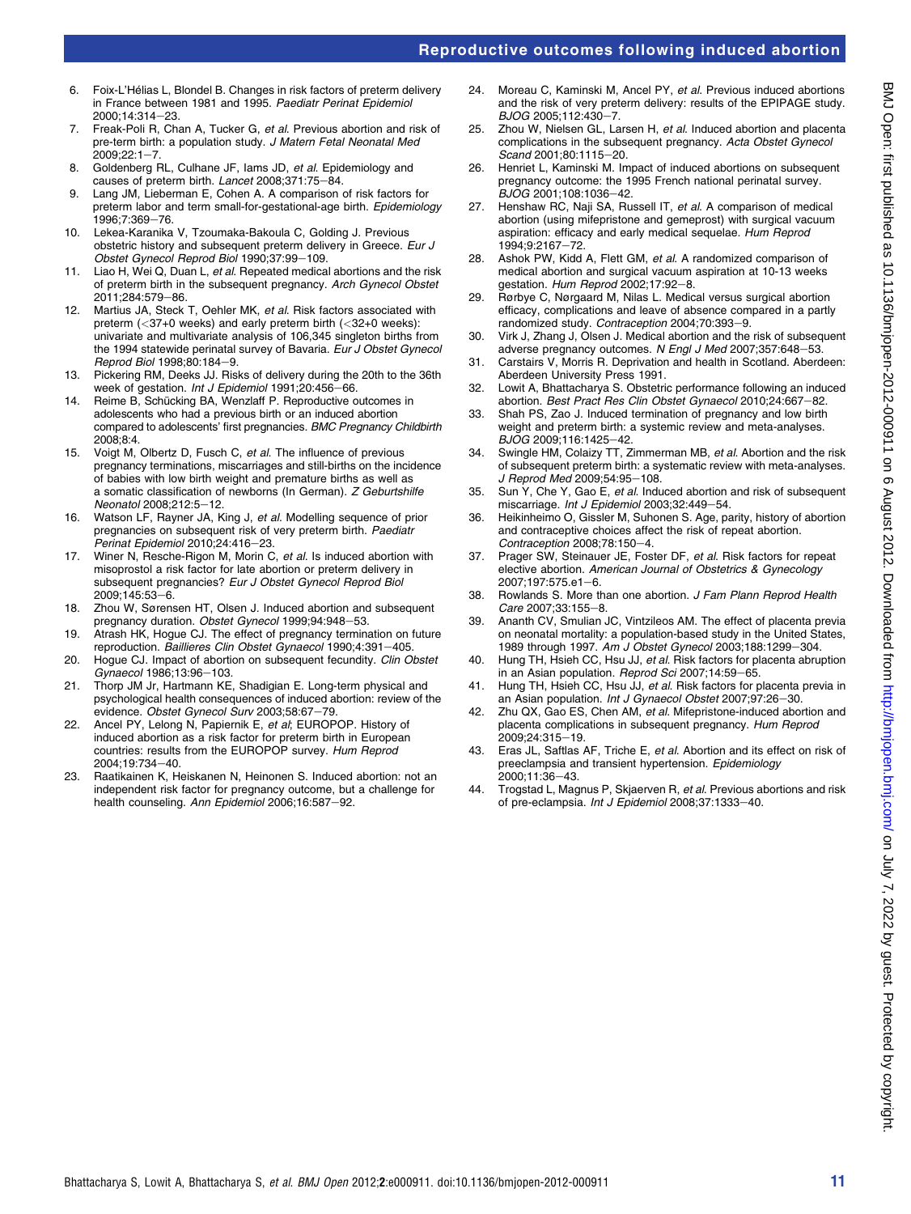6. Foix-L'Hélias L, Blondel B. Changes in risk factors of preterm delivery in France between 1981 and 1995. *Paediatr Perinat Epidemiol* 2000;14:314−23.
7. Freak-Poli R, Chan A, Tucker G, *et al*. Previous abortion and risk of pre-term birth: a population study. *J Matern Fetal Neonatal Med* 2009;22:1−7.
8. Goldenberg RL, Culhane JF, Iams JD, *et al*. Epidemiology and causes of preterm birth. *Lancet* 2008;371:75−84.
9. Lang JM, Lieberman E, Cohen A. A comparison of risk factors for preterm labor and term small-for-gestational-age birth. *Epidemiology* 1996;7:369−76.
10. Lekea-Karanika V, Tzoumaka-Bakoula C, Golding J. Previous obstetric history and subsequent preterm delivery in Greece. *Eur J Obstet Gynecol Reprod Biol* 1990;37:99−109.
11. Liao H, Wei Q, Duan L, *et al*. Repeated medical abortions and the risk of preterm birth in the subsequent pregnancy. *Arch Gynecol Obstet* 2011;284:579−86.
12. Martius JA, Steck T, Oehler MK, *et al*. Risk factors associated with preterm (<37+0 weeks) and early preterm birth (<32+0 weeks): univariate and multivariate analysis of 106,345 singleton births from the 1994 statewide perinatal survey of Bavaria. *Eur J Obstet Gynecol Reprod Biol* 1998;80:184−9.
13. Pickering RM, Deeks JJ. Risks of delivery during the 20th to the 36th week of gestation. *Int J Epidemiol* 1991;20:456−66.
14. Reime B, Schücking BA, Wenzlaff P. Reproductive outcomes in adolescents who had a previous birth or an induced abortion compared to adolescents' first pregnancies. *BMC Pregnancy Childbirth* 2008;8:4.
15. Voigt M, Olbertz D, Fusch C, *et al*. The influence of previous pregnancy terminations, miscarriages and still-births on the incidence of babies with low birth weight and premature births as well as a somatic classification of newborns (In German). *Z Geburtshilfe Neonatol* 2008;212:5−12.
16. Watson LF, Rayner JA, King J, *et al*. Modelling sequence of prior pregnancies on subsequent risk of very preterm birth. *Paediatr Perinat Epidemiol* 2010;24:416−23.
17. Winer N, Resche-Rigon M, Morin C, *et al*. Is induced abortion with misoprostol a risk factor for late abortion or preterm delivery in subsequent pregnancies? *Eur J Obstet Gynecol Reprod Biol* 2009;145:53−6.
18. Zhou W, Sørensen HT, Olsen J. Induced abortion and subsequent pregnancy duration. *Obstet Gynecol* 1999;94:948−53.
19. Atrash HK, Hogue CJ. The effect of pregnancy termination on future reproduction. *Baillieres Clin Obstet Gynaecol* 1990;4:391−405.
20. Hogue CJ. Impact of abortion on subsequent fecundity. *Clin Obstet Gynaecol* 1986;13:96−103.
21. Thorp JM Jr, Hartmann KE, Shadigian E. Long-term physical and psychological health consequences of induced abortion: review of the evidence. *Obstet Gynecol Surv* 2003;58:67−79.
22. Ancel PY, Lelong N, Papiernik E, *et al*; EUROPOP. History of induced abortion as a risk factor for preterm birth in European countries: results from the EUROPOP survey. *Hum Reprod* 2004;19:734−40.
23. Raatikainen K, Heiskanen N, Heinonen S. Induced abortion: not an independent risk factor for pregnancy outcome, but a challenge for health counseling. *Ann Epidemiol* 2006;16:587−92.
24. Moreau C, Kaminski M, Ancel PY, *et al*. Previous induced abortions and the risk of very preterm delivery: results of the EPIPAGE study. *BJOG* 2005;112:430−7.
25. Zhou W, Nielsen GL, Larsen H, *et al*. Induced abortion and placenta complications in the subsequent pregnancy. *Acta Obstet Gynecol Scand* 2001;80:1115−20.
26. Henriet L, Kaminski M. Impact of induced abortions on subsequent pregnancy outcome: the 1995 French national perinatal survey. *BJOG* 2001;108:1036−42.
27. Henshaw RC, Naji SA, Russell IT, *et al*. A comparison of medical abortion (using mifepristone and gemeprost) with surgical vacuum aspiration: efficacy and early medical sequelae. *Hum Reprod* 1994;9:2167−72.
28. Ashok PW, Kidd A, Flett GM, *et al*. A randomized comparison of medical abortion and surgical vacuum aspiration at 10-13 weeks gestation. *Hum Reprod* 2002;17:92−8.
29. Rørbye C, Nørgaard M, Nilas L. Medical versus surgical abortion efficacy, complications and leave of absence compared in a partly randomized study. *Contraception* 2004;70:393−9.
30. Virk J, Zhang J, Olsen J. Medical abortion and the risk of subsequent adverse pregnancy outcomes. *N Engl J Med* 2007;357:648−53.
31. Carstairs V, Morris R. Deprivation and health in Scotland. Aberdeen: Aberdeen University Press 1991.
32. Lowit A, Bhattacharya S. Obstetric performance following an induced abortion. *Best Pract Res Clin Obstet Gynaecol* 2010;24:667−82.
33. Shah PS, Zao J. Induced termination of pregnancy and low birth weight and preterm birth: a systemic review and meta-analyses. *BJOG* 2009;116:1425−42.
34. Swingle HM, Colaizy TT, Zimmerman MB, *et al*. Abortion and the risk of subsequent preterm birth: a systematic review with meta-analyses. *J Reprod Med* 2009;54:95−108.
35. Sun Y, Che Y, Gao E, *et al*. Induced abortion and risk of subsequent miscarriage. *Int J Epidemiol* 2003;32:449−54.
36. Heikinheimo O, Gissler M, Suhonen S. Age, parity, history of abortion and contraceptive choices affect the risk of repeat abortion. *Contraception* 2008;78:150−4.
37. Prager SW, Steinauer JE, Foster DF, *et al*. Risk factors for repeat elective abortion. *American Journal of Obstetrics & Gynecology* 2007;197:575.e1−6.
38. Rowlands S. More than one abortion. *J Fam Plann Reprod Health Care* 2007;33:155−8.
39. Ananth CV, Smulian JC, Vintzileos AM. The effect of placenta previa on neonatal mortality: a population-based study in the United States, 1989 through 1997. *Am J Obstet Gynecol* 2003;188:1299−304.
40. Hung TH, Hsieh CC, Hsu JJ, *et al*. Risk factors for placenta abruption in an Asian population. *Reprod Sci* 2007;14:59−65.
41. Hung TH, Hsieh CC, Hsu JJ, *et al*. Risk factors for placenta previa in an Asian population. *Int J Gynaecol Obstet* 2007;97:26−30.
42. Zhu QX, Gao ES, Chen AM, *et al*. Mifepristone-induced abortion and placenta complications in subsequent pregnancy. *Hum Reprod* 2009;24:315−19.
43. Eras JL, Saftlas AF, Triche E, *et al*. Abortion and its effect on risk of preeclampsia and transient hypertension. *Epidemiology* 2000;11:36−43.
44. Trogstad L, Magnus P, Skjaerven R, *et al*. Previous abortions and risk of pre-eclampsia. *Int J Epidemiol* 2008;37:1333−40.